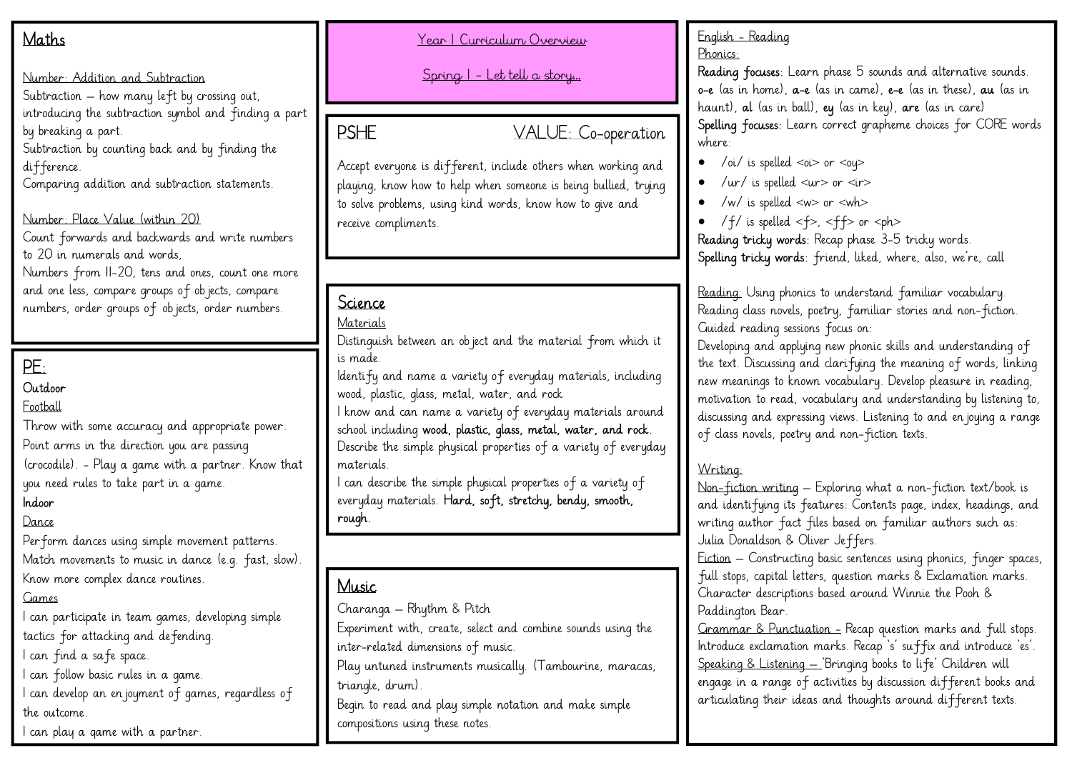# Year 1 Curriculum Overview

## Spring 1 - Let tell a story…

## Maths

Number: Addition and Subtraction

Subtraction – how many left by crossing out, introducing the subtraction symbol and finding a part by breaking a part.
Subtraction by counting back and by finding the difference.
Comparing addition and subtraction statements.

Number: Place Value (within 20)

Count forwards and backwards and write numbers to 20 in numerals and words,
Numbers from 11-20, tens and ones, count one more and one less, compare groups of objects, compare numbers, order groups of objects, order numbers.

## PE:

**Outdoor**

Football

Throw with some accuracy and appropriate power.
Point arms in the direction you are passing (crocodile). - Play a game with a partner. Know that you need rules to take part in a game.

**Indoor**

Dance

Perform dances using simple movement patterns.
Match movements to music in dance (e.g. fast, slow).
Know more complex dance routines.

Games

I can participate in team games, developing simple tactics for attacking and defending.
I can find a safe space.
I can follow basic rules in a game.
I can develop an enjoyment of games, regardless of the outcome.
I can play a game with a partner.

## PSHE — VALUE: Co-operation

Accept everyone is different, include others when working and playing, know how to help when someone is being bullied, trying to solve problems, using kind words, know how to give and receive compliments.

## Science

Materials

Distinguish between an object and the material from which it is made.
Identify and name a variety of everyday materials, including wood, plastic, glass, metal, water, and rock
I know and can name a variety of everyday materials around school including **wood, plastic, glass, metal, water, and rock**.
Describe the simple physical properties of a variety of everyday materials.
I can describe the simple physical properties of a variety of everyday materials. **Hard, soft, stretchy, bendy, smooth, rough.**

## Music

Charanga – Rhythm & Pitch
Experiment with, create, select and combine sounds using the inter-related dimensions of music.
Play untuned instruments musically. (Tambourine, maracas, triangle, drum).
Begin to read and play simple notation and make simple compositions using these notes.

## English - Reading

Phonics:

**Reading focuses:** Learn phase 5 sounds and alternative sounds. **o-e** (as in home), **a-e** (as in came), **e-e** (as in these), **au** (as in haunt), **al** (as in ball), **ey** (as in key), **are** (as in care)
**Spelling focuses:** Learn correct grapheme choices for CORE words where:

- /oi/ is spelled <oi> or <oy>
- /ur/ is spelled <ur> or <ir>
- /w/ is spelled <w> or <wh>
- /f/ is spelled <f>, <ff> or <ph>

**Reading tricky words:** Recap phase 3-5 tricky words.
**Spelling tricky words:** friend, liked, where, also, we're, call

Reading: Using phonics to understand familiar vocabulary. Reading class novels, poetry, familiar stories and non-fiction. Guided reading sessions focus on:
Developing and applying new phonic skills and understanding of the text. Discussing and clarifying the meaning of words, linking new meanings to known vocabulary. Develop pleasure in reading, motivation to read, vocabulary and understanding by listening to, discussing and expressing views. Listening to and enjoying a range of class novels, poetry and non-fiction texts.

Writing:

Non-fiction writing – Exploring what a non-fiction text/book is and identifying its features: Contents page, index, headings, and writing author fact files based on familiar authors such as: Julia Donaldson & Oliver Jeffers.
Fiction – Constructing basic sentences using phonics, finger spaces, full stops, capital letters, question marks & Exclamation marks. Character descriptions based around Winnie the Pooh & Paddington Bear.
Grammar & Punctuation – Recap question marks and full stops. Introduce exclamation marks. Recap 's' suffix and introduce 'es'.
Speaking & Listening – 'Bringing books to life' Children will engage in a range of activities by discussion different books and articulating their ideas and thoughts around different texts.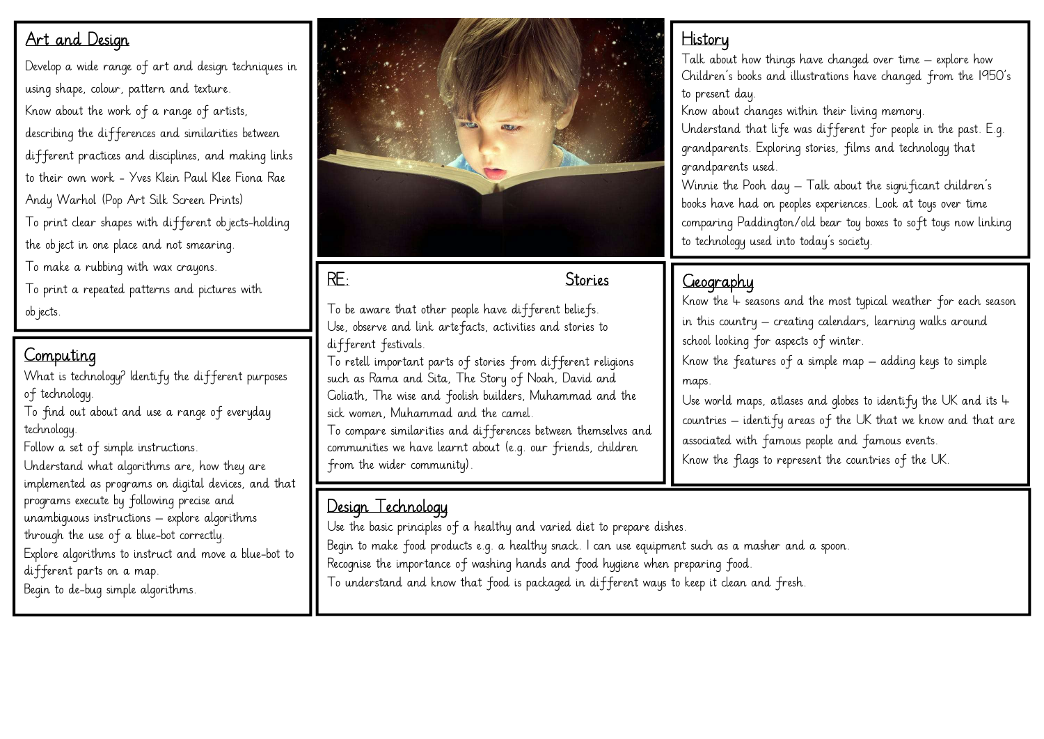## Art and Design

Develop a wide range of art and design techniques in using shape, colour, pattern and texture.

Know about the work of a range of artists, describing the differences and similarities between different practices and disciplines, and making links to their own work - Yves Klein Paul Klee Fiona Rae Andy Warhol (Pop Art Silk Screen Prints)

To print clear shapes with different objects-holding the object in one place and not smearing.

To make a rubbing with wax crayons.

To print a repeated patterns and pictures with objects.

## Computing

What is technology? Identify the different purposes of technology.

To find out about and use a range of everyday technology.

Follow a set of simple instructions.

Understand what algorithms are, how they are implemented as programs on digital devices, and that programs execute by following precise and unambiguous instructions – explore algorithms through the use of a blue-bot correctly.

Explore algorithms to instruct and move a blue-bot to different parts on a map.

Begin to de-bug simple algorithms.

## RE: Stories

To be aware that other people have different beliefs.

Use, observe and link artefacts, activities and stories to different festivals.

To retell important parts of stories from different religions such as Rama and Sita, The Story of Noah, David and Goliath, The wise and foolish builders, Muhammad and the sick women, Muhammad and the camel.

To compare similarities and differences between themselves and communities we have learnt about (e.g. our friends, children from the wider community).

## History

Talk about how things have changed over time – explore how Children's books and illustrations have changed from the 1950's to present day.

Know about changes within their living memory.

Understand that life was different for people in the past. E.g. grandparents. Exploring stories, films and technology that grandparents used.

Winnie the Pooh day – Talk about the significant children's books have had on peoples experiences. Look at toys over time comparing Paddington/old bear toy boxes to soft toys now linking to technology used into today's society.

## Geography

Know the 4 seasons and the most typical weather for each season in this country – creating calendars, learning walks around school looking for aspects of winter.

Know the features of a simple map – adding keys to simple maps.

Use world maps, atlases and globes to identify the UK and its 4 countries – identify areas of the UK that we know and that are associated with famous people and famous events.

Know the flags to represent the countries of the UK.

## Design Technology

Use the basic principles of a healthy and varied diet to prepare dishes.

Begin to make food products e.g. a healthy snack. I can use equipment such as a masher and a spoon.

Recognise the importance of washing hands and food hygiene when preparing food.

To understand and know that food is packaged in different ways to keep it clean and fresh.